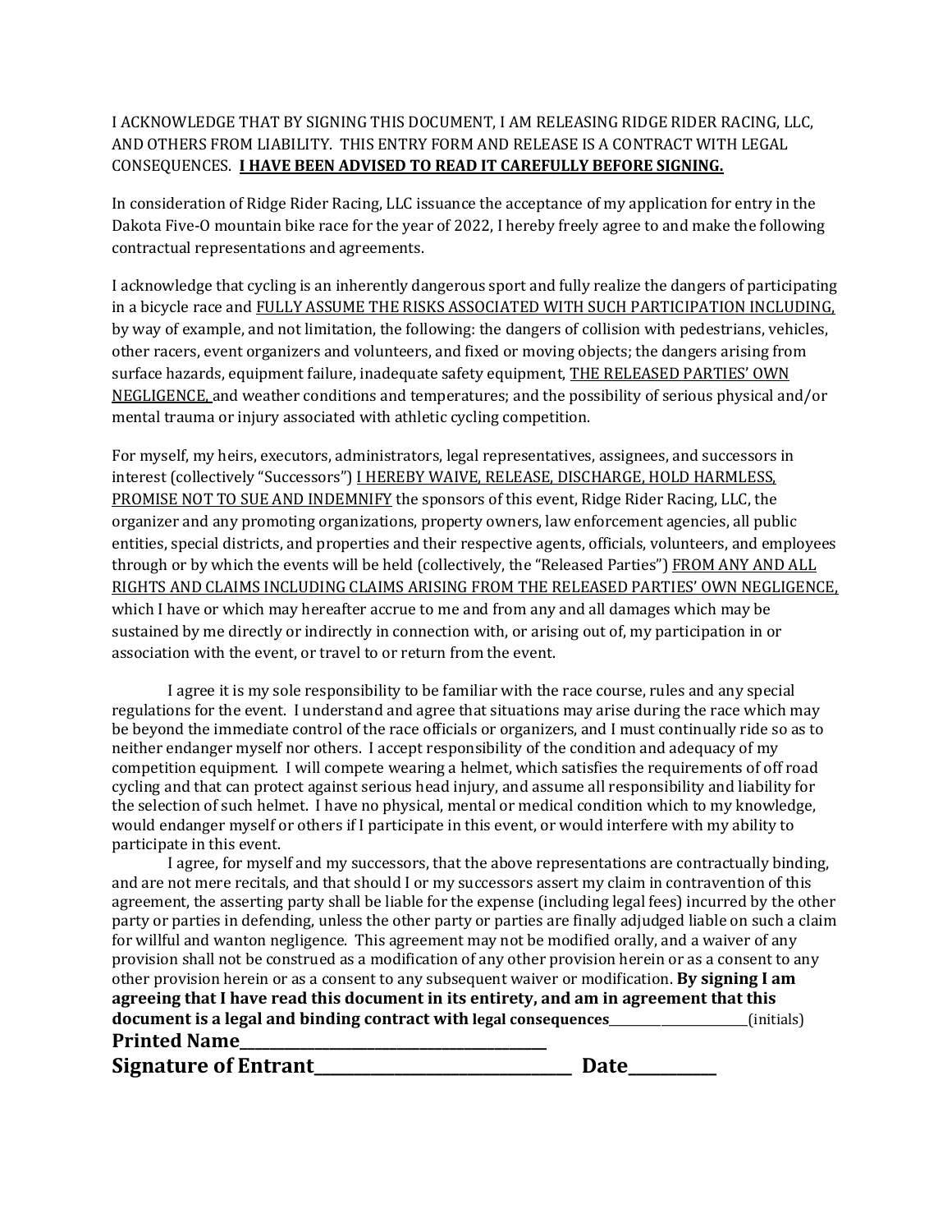I ACKNOWLEDGE THAT BY SIGNING THIS DOCUMENT, I AM RELEASING RIDGE RIDER RACING, LLC, AND OTHERS FROM LIABILITY. THIS ENTRY FORM AND RELEASE IS A CONTRACT WITH LEGAL CONSEQUENCES. **<u>I HAVE BEEN ADVISED TO READ IT CAREFULLY BEFORE SIGNING.</u>**

In consideration of Ridge Rider Racing, LLC issuance the acceptance of my application for entry in the Dakota Five-O mountain bike race for the year of 2022, I hereby freely agree to and make the following contractual representations and agreements.

I acknowledge that cycling is an inherently dangerous sport and fully realize the dangers of participating in a bicycle race and <u>FULLY ASSUME THE RISKS ASSOCIATED WITH SUCH PARTICIPATION INCLUDING,</u> by way of example, and not limitation, the following: the dangers of collision with pedestrians, vehicles, other racers, event organizers and volunteers, and fixed or moving objects; the dangers arising from surface hazards, equipment failure, inadequate safety equipment, <u>THE RELEASED PARTIES' OWN NEGLIGENCE,</u> and weather conditions and temperatures; and the possibility of serious physical and/or mental trauma or injury associated with athletic cycling competition.

For myself, my heirs, executors, administrators, legal representatives, assignees, and successors in interest (collectively "Successors") <u>I HEREBY WAIVE, RELEASE, DISCHARGE, HOLD HARMLESS, PROMISE NOT TO SUE AND INDEMNIFY</u> the sponsors of this event, Ridge Rider Racing, LLC, the organizer and any promoting organizations, property owners, law enforcement agencies, all public entities, special districts, and properties and their respective agents, officials, volunteers, and employees through or by which the events will be held (collectively, the "Released Parties") <u>FROM ANY AND ALL RIGHTS AND CLAIMS INCLUDING CLAIMS ARISING FROM THE RELEASED PARTIES' OWN NEGLIGENCE,</u> which I have or which may hereafter accrue to me and from any and all damages which may be sustained by me directly or indirectly in connection with, or arising out of, my participation in or association with the event, or travel to or return from the event.

I agree it is my sole responsibility to be familiar with the race course, rules and any special regulations for the event. I understand and agree that situations may arise during the race which may be beyond the immediate control of the race officials or organizers, and I must continually ride so as to neither endanger myself nor others. I accept responsibility of the condition and adequacy of my competition equipment. I will compete wearing a helmet, which satisfies the requirements of off road cycling and that can protect against serious head injury, and assume all responsibility and liability for the selection of such helmet. I have no physical, mental or medical condition which to my knowledge, would endanger myself or others if I participate in this event, or would interfere with my ability to participate in this event.

I agree, for myself and my successors, that the above representations are contractually binding, and are not mere recitals, and that should I or my successors assert my claim in contravention of this agreement, the asserting party shall be liable for the expense (including legal fees) incurred by the other party or parties in defending, unless the other party or parties are finally adjudged liable on such a claim for willful and wanton negligence. This agreement may not be modified orally, and a waiver of any provision shall not be construed as a modification of any other provision herein or as a consent to any other provision herein or as a consent to any subsequent waiver or modification. **By signing I am agreeing that I have read this document in its entirety, and am in agreement that this document is a legal and binding contract with legal consequences**\_\_\_\_\_\_\_\_\_\_\_\_\_\_\_\_(initials)

**Printed Name\_\_\_\_\_\_\_\_\_\_\_\_\_\_\_\_\_\_\_\_\_\_\_\_\_\_\_\_\_\_\_\_\_\_\_\_**

**Signature of Entrant\_\_\_\_\_\_\_\_\_\_\_\_\_\_\_\_\_\_\_\_\_\_\_\_\_\_\_\_ Date\_\_\_\_\_\_\_\_\_\_**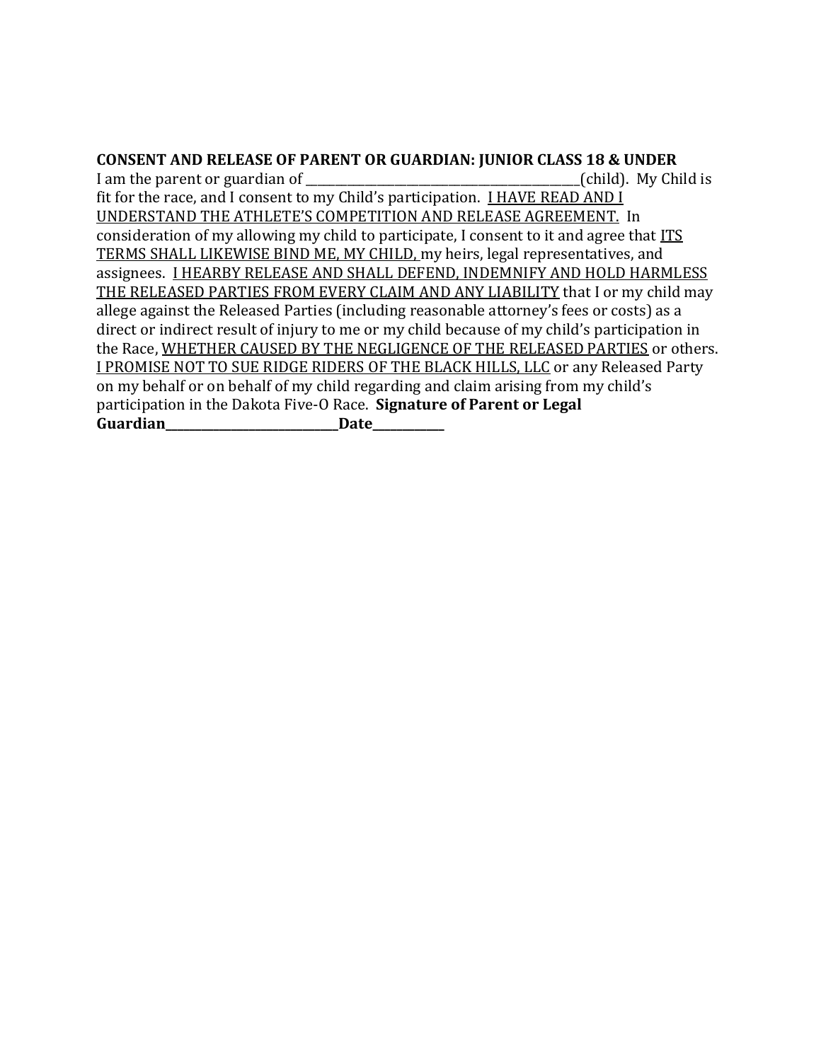**CONSENT AND RELEASE OF PARENT OR GUARDIAN: JUNIOR CLASS 18 & UNDER**

I am the parent or guardian of ___________________________________________(child). My Child is fit for the race, and I consent to my Child's participation. <u>I HAVE READ AND I UNDERSTAND THE ATHLETE'S COMPETITION AND RELEASE AGREEMENT.</u> In consideration of my allowing my child to participate, I consent to it and agree that <u>ITS TERMS SHALL LIKEWISE BIND ME, MY CHILD,</u> my heirs, legal representatives, and assignees. <u>I HEARBY RELEASE AND SHALL DEFEND, INDEMNIFY AND HOLD HARMLESS THE RELEASED PARTIES FROM EVERY CLAIM AND ANY LIABILITY</u> that I or my child may allege against the Released Parties (including reasonable attorney's fees or costs) as a direct or indirect result of injury to me or my child because of my child's participation in the Race, <u>WHETHER CAUSED BY THE NEGLIGENCE OF THE RELEASED PARTIES</u> or others. <u>I PROMISE NOT TO SUE RIDGE RIDERS OF THE BLACK HILLS, LLC</u> or any Released Party on my behalf or on behalf of my child regarding and claim arising from my child's participation in the Dakota Five-O Race. **Signature of Parent or Legal Guardian____________________________Date___________**